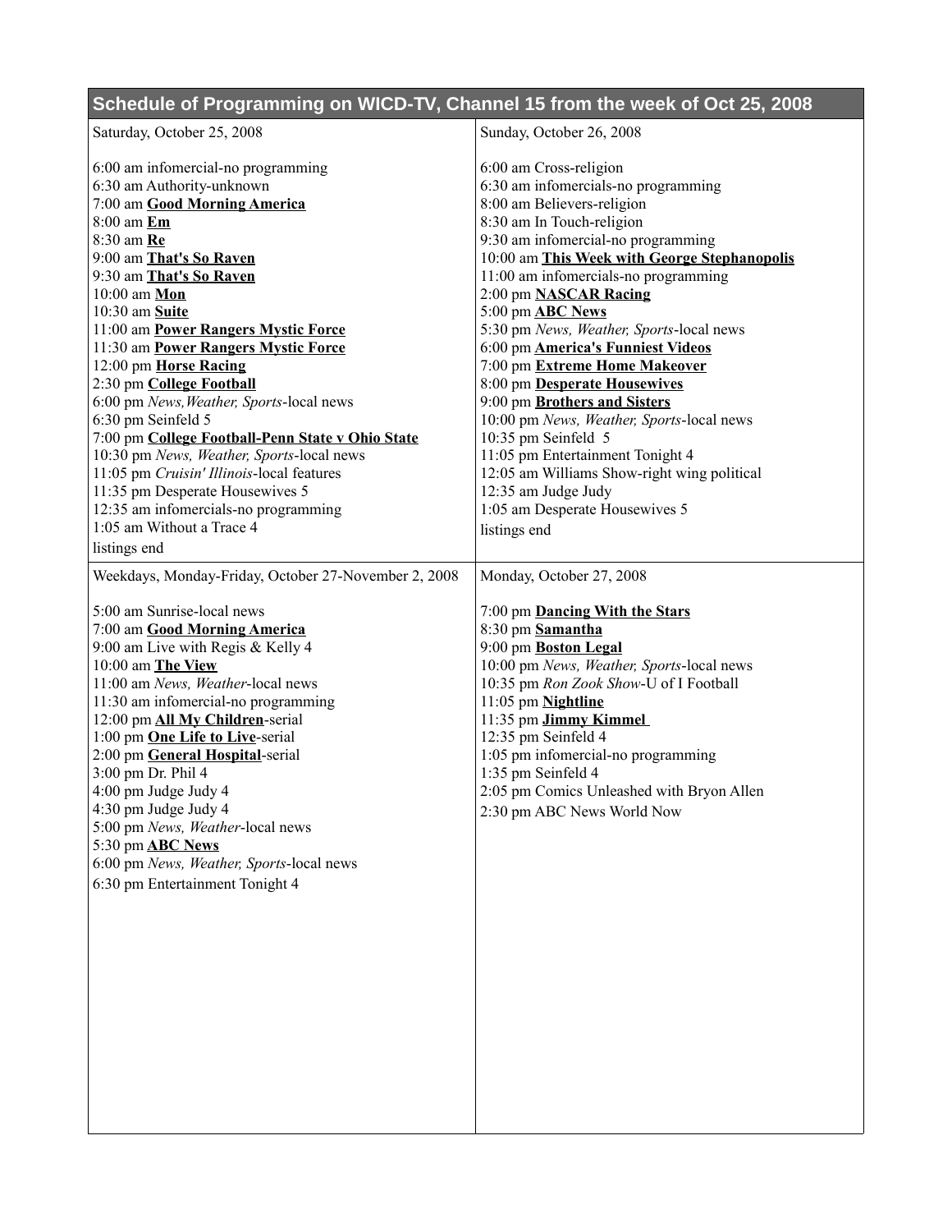## Schedule of Programming on WICD-TV, Channel 15 from the week of Oct 25, 2008

### Saturday, October 25, 2008

6:00 am infomercial-no programming
6:30 am Authority-unknown
7:00 am **Good Morning America**
8:00 am **Em**
8:30 am **Re**
9:00 am **That's So Raven**
9:30 am **That's So Raven**
10:00 am **Mon**
10:30 am **Suite**
11:00 am **Power Rangers Mystic Force**
11:30 am **Power Rangers Mystic Force**
12:00 pm **Horse Racing**
2:30 pm **College Football**
6:00 pm *News,Weather, Sports*-local news
6:30 pm Seinfeld 5
7:00 pm **College Football-Penn State v Ohio State**
10:30 pm *News, Weather, Sports*-local news
11:05 pm *Cruisin' Illinois*-local features
11:35 pm Desperate Housewives 5
12:35 am infomercials-no programming
1:05 am Without a Trace 4
listings end

### Sunday, October 26, 2008

6:00 am Cross-religion
6:30 am infomercials-no programming
8:00 am Believers-religion
8:30 am In Touch-religion
9:30 am infomercial-no programming
10:00 am **This Week with George Stephanopolis**
11:00 am infomercials-no programming
2:00 pm **NASCAR Racing**
5:00 pm **ABC News**
5:30 pm *News, Weather, Sports*-local news
6:00 pm **America's Funniest Videos**
7:00 pm **Extreme Home Makeover**
8:00 pm **Desperate Housewives**
9:00 pm **Brothers and Sisters**
10:00 pm *News, Weather, Sports*-local news
10:35 pm Seinfeld 5
11:05 pm Entertainment Tonight 4
12:05 am Williams Show-right wing political
12:35 am Judge Judy
1:05 am Desperate Housewives 5
listings end

### Weekdays, Monday-Friday, October 27-November 2, 2008

5:00 am Sunrise-local news
7:00 am **Good Morning America**
9:00 am Live with Regis & Kelly 4
10:00 am **The View**
11:00 am *News, Weather*-local news
11:30 am infomercial-no programming
12:00 pm **All My Children**-serial
1:00 pm **One Life to Live**-serial
2:00 pm **General Hospital**-serial
3:00 pm Dr. Phil 4
4:00 pm Judge Judy 4
4:30 pm Judge Judy 4
5:00 pm *News, Weather*-local news
5:30 pm **ABC News**
6:00 pm *News, Weather, Sports*-local news
6:30 pm Entertainment Tonight 4

### Monday, October 27, 2008

7:00 pm **Dancing With the Stars**
8:30 pm **Samantha**
9:00 pm **Boston Legal**
10:00 pm *News, Weather, Sports*-local news
10:35 pm *Ron Zook Show*-U of I Football
11:05 pm **Nightline**
11:35 pm **Jimmy Kimmel**
12:35 pm Seinfeld 4
1:05 pm infomercial-no programming
1:35 pm Seinfeld 4
2:05 pm Comics Unleashed with Bryon Allen
2:30 pm ABC News World Now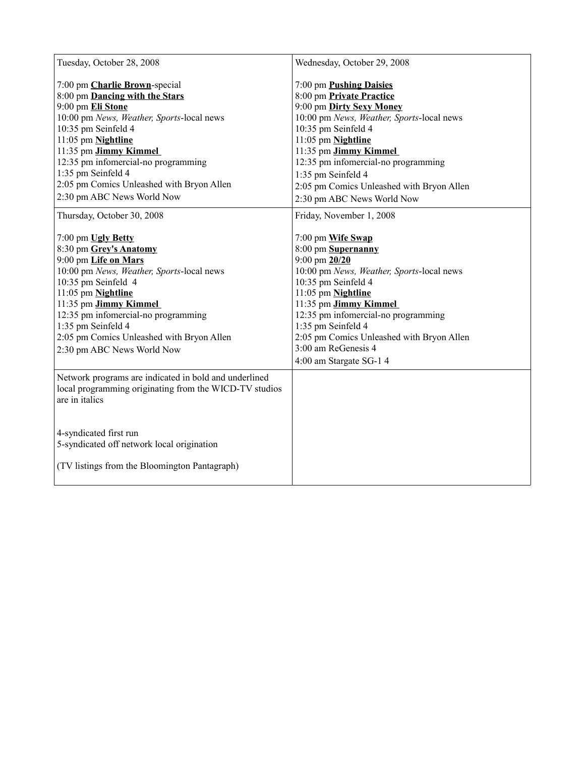| | |
|---|---|
| Tuesday, October 28, 2008<br><br>7:00 pm **<u>Charlie Brown</u>**-special<br>8:00 pm **<u>Dancing with the Stars</u>**<br>9:00 pm **<u>Eli Stone</u>**<br>10:00 pm *News, Weather, Sports*-local news<br>10:35 pm Seinfeld 4<br>11:05 pm **<u>Nightline</u>**<br>11:35 pm **<u>Jimmy Kimmel</u>**<br>12:35 pm infomercial-no programming<br>1:35 pm Seinfeld 4<br>2:05 pm Comics Unleashed with Bryon Allen<br>2:30 pm ABC News World Now | Wednesday, October 29, 2008<br><br>7:00 pm **<u>Pushing Daisies</u>**<br>8:00 pm **<u>Private Practice</u>**<br>9:00 pm **<u>Dirty Sexy Money</u>**<br>10:00 pm *News, Weather, Sports*-local news<br>10:35 pm Seinfeld 4<br>11:05 pm **<u>Nightline</u>**<br>11:35 pm **<u>Jimmy Kimmel</u>**<br>12:35 pm infomercial-no programming<br>1:35 pm Seinfeld 4<br>2:05 pm Comics Unleashed with Bryon Allen<br>2:30 pm ABC News World Now |
| Thursday, October 30, 2008<br><br>7:00 pm **<u>Ugly Betty</u>**<br>8:30 pm **<u>Grey's Anatomy</u>**<br>9:00 pm **<u>Life on Mars</u>**<br>10:00 pm *News, Weather, Sports*-local news<br>10:35 pm Seinfeld 4<br>11:05 pm **<u>Nightline</u>**<br>11:35 pm **<u>Jimmy Kimmel</u>**<br>12:35 pm infomercial-no programming<br>1:35 pm Seinfeld 4<br>2:05 pm Comics Unleashed with Bryon Allen<br>2:30 pm ABC News World Now | Friday, November 1, 2008<br><br>7:00 pm **<u>Wife Swap</u>**<br>8:00 pm **<u>Supernanny</u>**<br>9:00 pm **<u>20/20</u>**<br>10:00 pm *News, Weather, Sports*-local news<br>10:35 pm Seinfeld 4<br>11:05 pm **<u>Nightline</u>**<br>11:35 pm **<u>Jimmy Kimmel</u>**<br>12:35 pm infomercial-no programming<br>1:35 pm Seinfeld 4<br>2:05 pm Comics Unleashed with Bryon Allen<br>3:00 am ReGenesis 4<br>4:00 am Stargate SG-1 4 |
| Network programs are indicated in bold and underlined local programming originating from the WICD-TV studios are in italics<br><br>4-syndicated first run<br>5-syndicated off network local origination<br><br>(TV listings from the Bloomington Pantagraph) | |